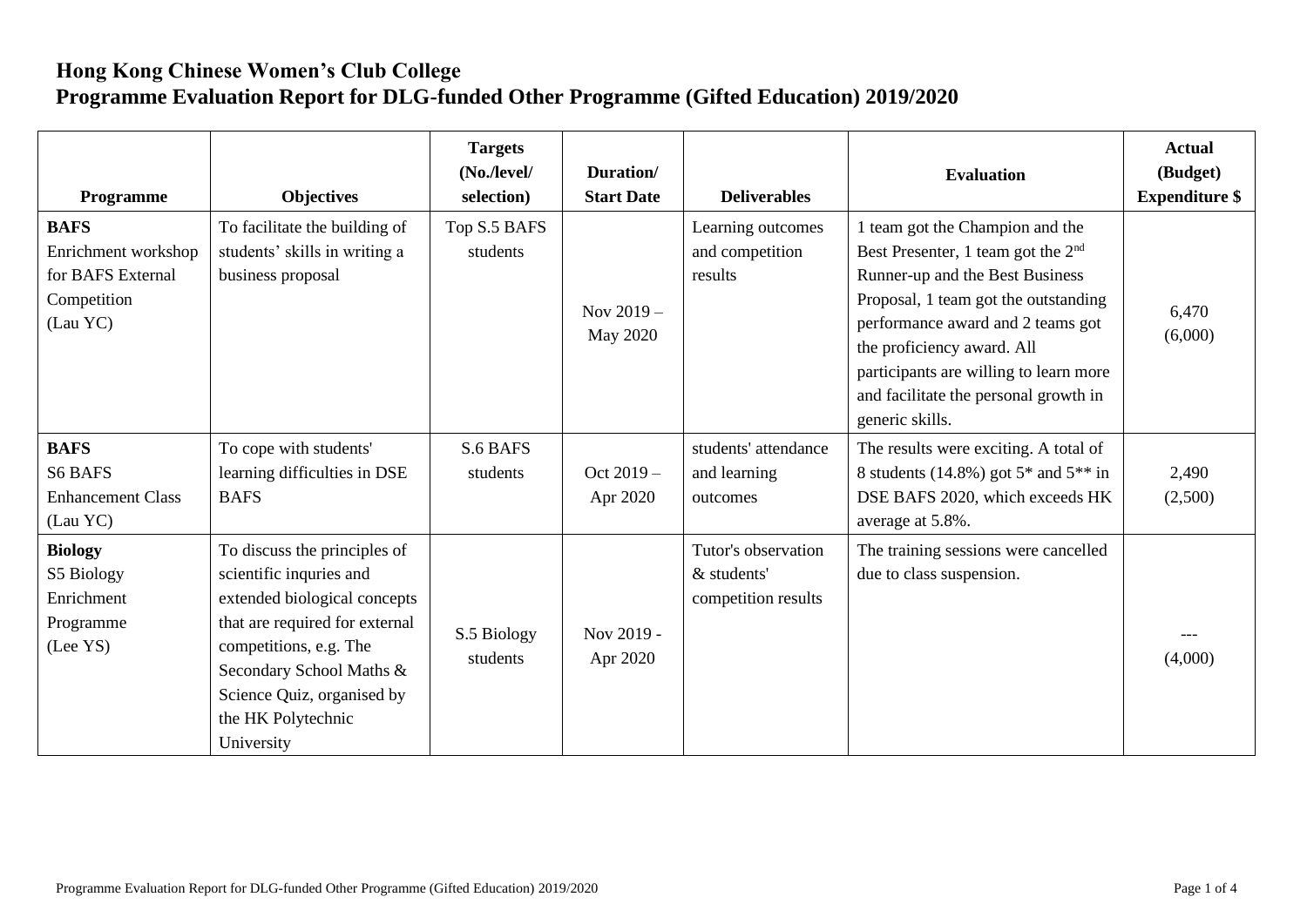# Hong Kong Chinese Women's Club College
## Programme Evaluation Report for DLG-funded Other Programme (Gifted Education) 2019/2020

| Programme | Objectives | Targets (No./level/ selection) | Duration/ Start Date | Deliverables | Evaluation | Actual (Budget) Expenditure $ |
|---|---|---|---|---|---|---|
| **BAFS** Enrichment workshop for BAFS External Competition (Lau YC) | To facilitate the building of students' skills in writing a business proposal | Top S.5 BAFS students | Nov 2019 – May 2020 | Learning outcomes and competition results | 1 team got the Champion and the Best Presenter, 1 team got the 2nd Runner-up and the Best Business Proposal, 1 team got the outstanding performance award and 2 teams got the proficiency award. All participants are willing to learn more and facilitate the personal growth in generic skills. | 6,470 (6,000) |
| **BAFS** S6 BAFS Enhancement Class (Lau YC) | To cope with students' learning difficulties in DSE BAFS | S.6 BAFS students | Oct 2019 – Apr 2020 | students' attendance and learning outcomes | The results were exciting. A total of 8 students (14.8%) got 5* and 5** in DSE BAFS 2020, which exceeds HK average at 5.8%. | 2,490 (2,500) |
| **Biology** S5 Biology Enrichment Programme (Lee YS) | To discuss the principles of scientific inquries and extended biological concepts that are required for external competitions, e.g. The Secondary School Maths & Science Quiz, organised by the HK Polytechnic University | S.5 Biology students | Nov 2019 - Apr 2020 | Tutor's observation & students' competition results | The training sessions were cancelled due to class suspension. | --- (4,000) |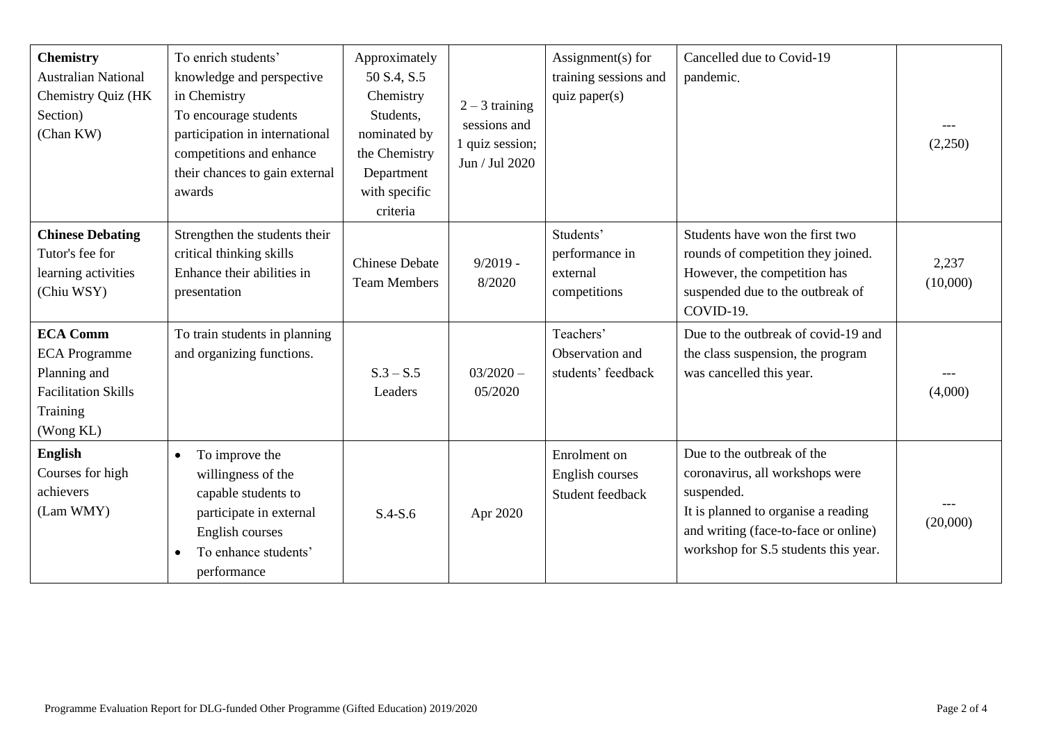| **Chemistry** Australian National Chemistry Quiz (HK Section) (Chan KW) | To enrich students' knowledge and perspective in Chemistry To encourage students participation in international competitions and enhance their chances to gain external awards | Approximately 50 S.4, S.5 Chemistry Students, nominated by the Chemistry Department with specific criteria | 2 – 3 training sessions and 1 quiz session; Jun / Jul 2020 | Assignment(s) for training sessions and quiz paper(s) | Cancelled due to Covid-19 pandemic. | --- (2,250) |
|---|---|---|---|---|---|---|
| **Chinese Debating** Tutor's fee for learning activities (Chiu WSY) | Strengthen the students their critical thinking skills Enhance their abilities in presentation | Chinese Debate Team Members | 9/2019 - 8/2020 | Students' performance in external competitions | Students have won the first two rounds of competition they joined. However, the competition has suspended due to the outbreak of COVID-19. | 2,237 (10,000) |
| **ECA Comm** ECA Programme Planning and Facilitation Skills Training (Wong KL) | To train students in planning and organizing functions. | S.3 – S.5 Leaders | 03/2020 – 05/2020 | Teachers' Observation and students' feedback | Due to the outbreak of covid-19 and the class suspension, the program was cancelled this year. | --- (4,000) |
| **English** Courses for high achievers (Lam WMY) | • To improve the willingness of the capable students to participate in external English courses<br>• To enhance students' performance | S.4-S.6 | Apr 2020 | Enrolment on English courses Student feedback | Due to the outbreak of the coronavirus, all workshops were suspended. It is planned to organise a reading and writing (face-to-face or online) workshop for S.5 students this year. | --- (20,000) |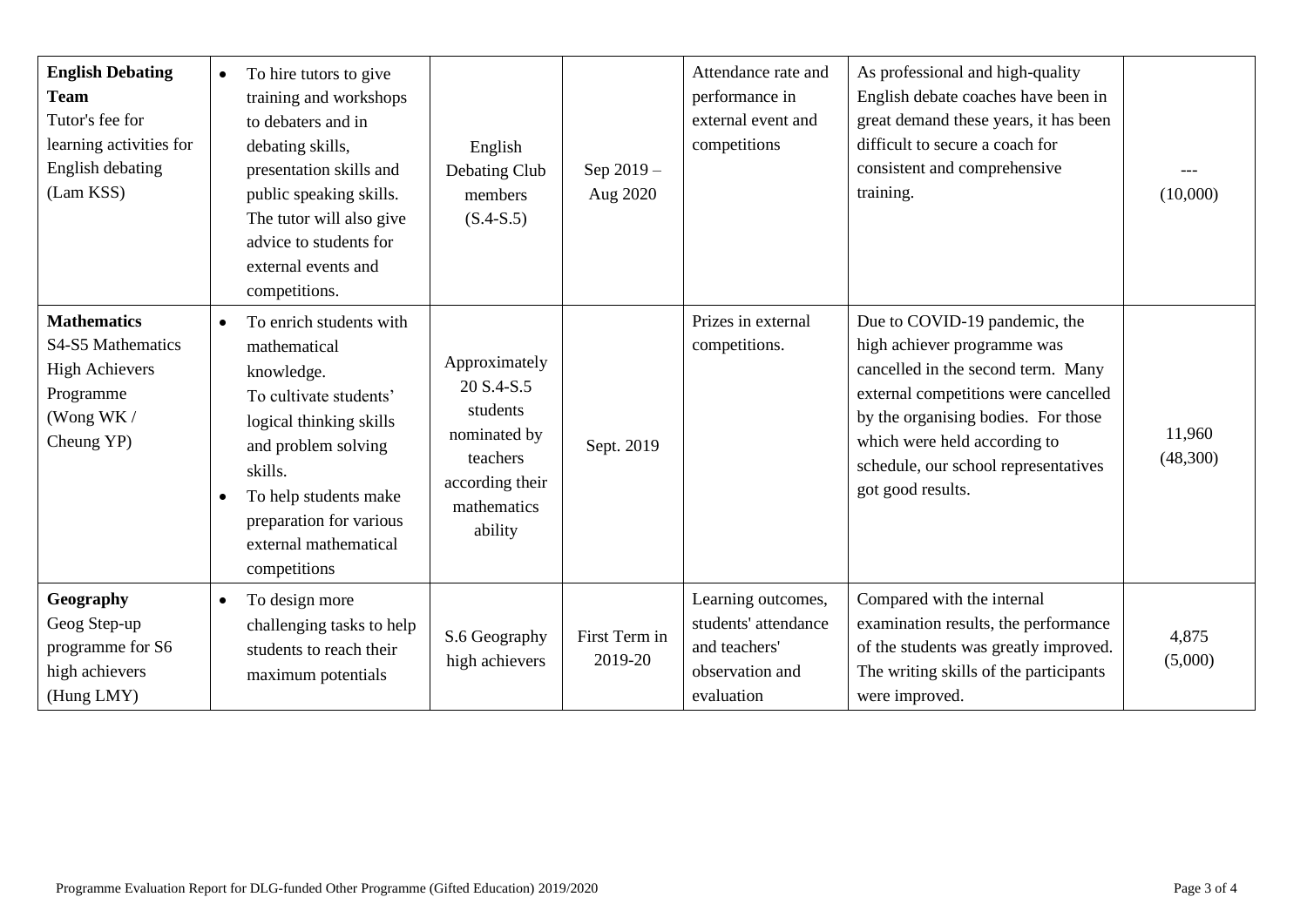| | | | | | | |
|---|---|---|---|---|---|---|
| **English Debating Team**<br>Tutor's fee for learning activities for English debating<br>(Lam KSS) | • To hire tutors to give training and workshops to debaters and in debating skills, presentation skills and public speaking skills. The tutor will also give advice to students for external events and competitions. | English Debating Club members<br>(S.4-S.5) | Sep 2019 – Aug 2020 | Attendance rate and performance in external event and competitions | As professional and high-quality English debate coaches have been in great demand these years, it has been difficult to secure a coach for consistent and comprehensive training. | ---<br>(10,000) |
| **Mathematics**<br>S4-S5 Mathematics High Achievers Programme<br>(Wong WK / Cheung YP) | • To enrich students with mathematical knowledge.<br>To cultivate students' logical thinking skills and problem solving skills.<br>• To help students make preparation for various external mathematical competitions | Approximately 20 S.4-S.5 students nominated by teachers according their mathematics ability | Sept. 2019 | Prizes in external competitions. | Due to COVID-19 pandemic, the high achiever programme was cancelled in the second term. Many external competitions were cancelled by the organising bodies. For those which were held according to schedule, our school representatives got good results. | 11,960<br>(48,300) |
| **Geography**<br>Geog Step-up programme for S6 high achievers<br>(Hung LMY) | • To design more challenging tasks to help students to reach their maximum potentials | S.6 Geography high achievers | First Term in 2019-20 | Learning outcomes, students' attendance and teachers' observation and evaluation | Compared with the internal examination results, the performance of the students was greatly improved. The writing skills of the participants were improved. | 4,875<br>(5,000) |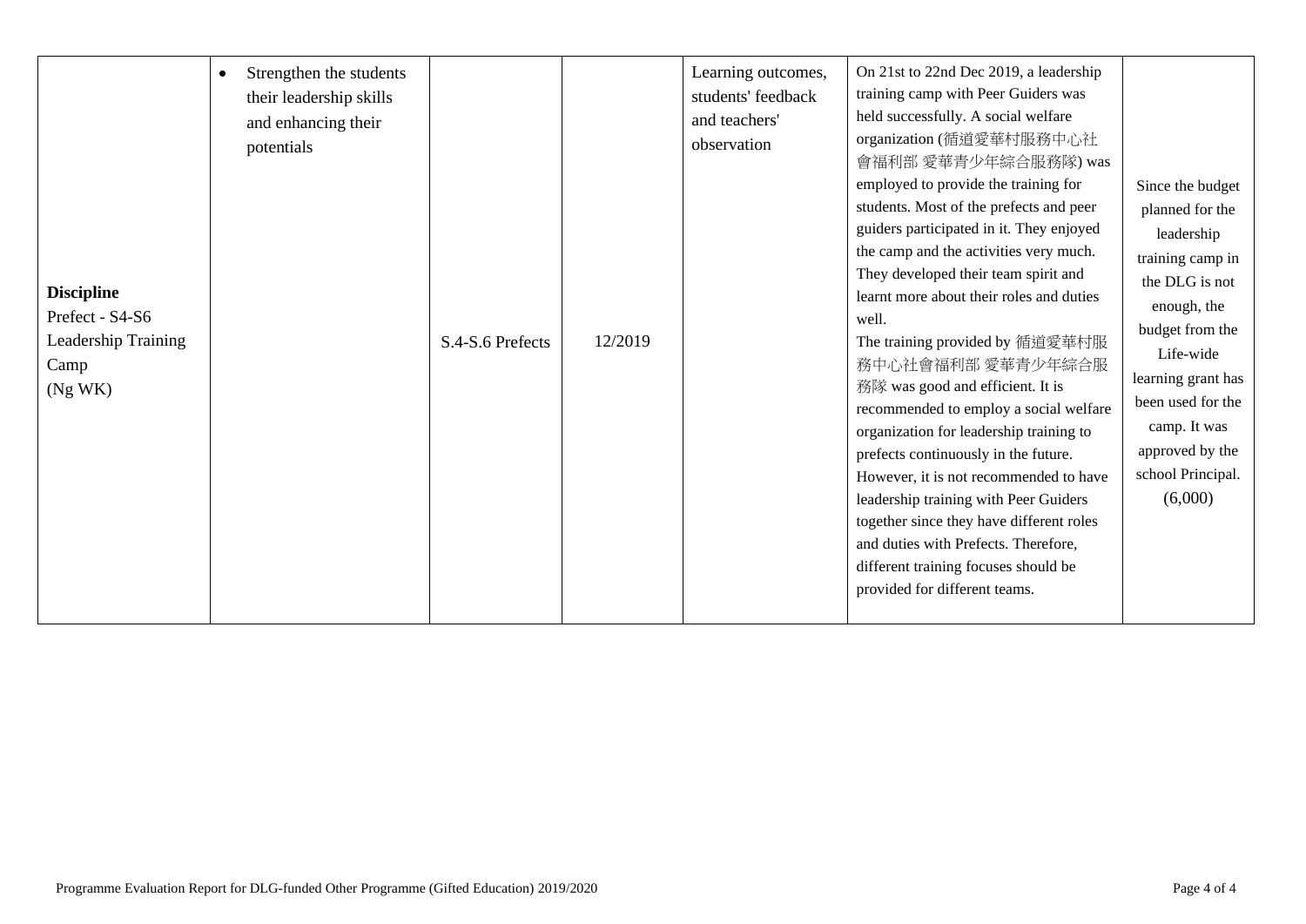| | | | | | | |
|---|---|---|---|---|---|---|
| **Discipline**<br>Prefect - S4-S6<br>Leadership Training Camp<br>(Ng WK) | • Strengthen the students their leadership skills and enhancing their potentials | S.4-S.6 Prefects | 12/2019 | Learning outcomes, students' feedback and teachers' observation | On 21st to 22nd Dec 2019, a leadership training camp with Peer Guiders was held successfully. A social welfare organization (循道愛華村服務中心社會福利部 愛華青少年綜合服務隊) was employed to provide the training for students. Most of the prefects and peer guiders participated in it. They enjoyed the camp and the activities very much. They developed their team spirit and learnt more about their roles and duties well.<br>The training provided by 循道愛華村服務中心社會福利部 愛華青少年綜合服務隊 was good and efficient. It is recommended to employ a social welfare organization for leadership training to prefects continuously in the future. However, it is not recommended to have leadership training with Peer Guiders together since they have different roles and duties with Prefects. Therefore, different training focuses should be provided for different teams. | Since the budget planned for the leadership training camp in the DLG is not enough, the budget from the Life-wide learning grant has been used for the camp. It was approved by the school Principal.<br>(6,000) |

Programme Evaluation Report for DLG-funded Other Programme (Gifted Education) 2019/2020